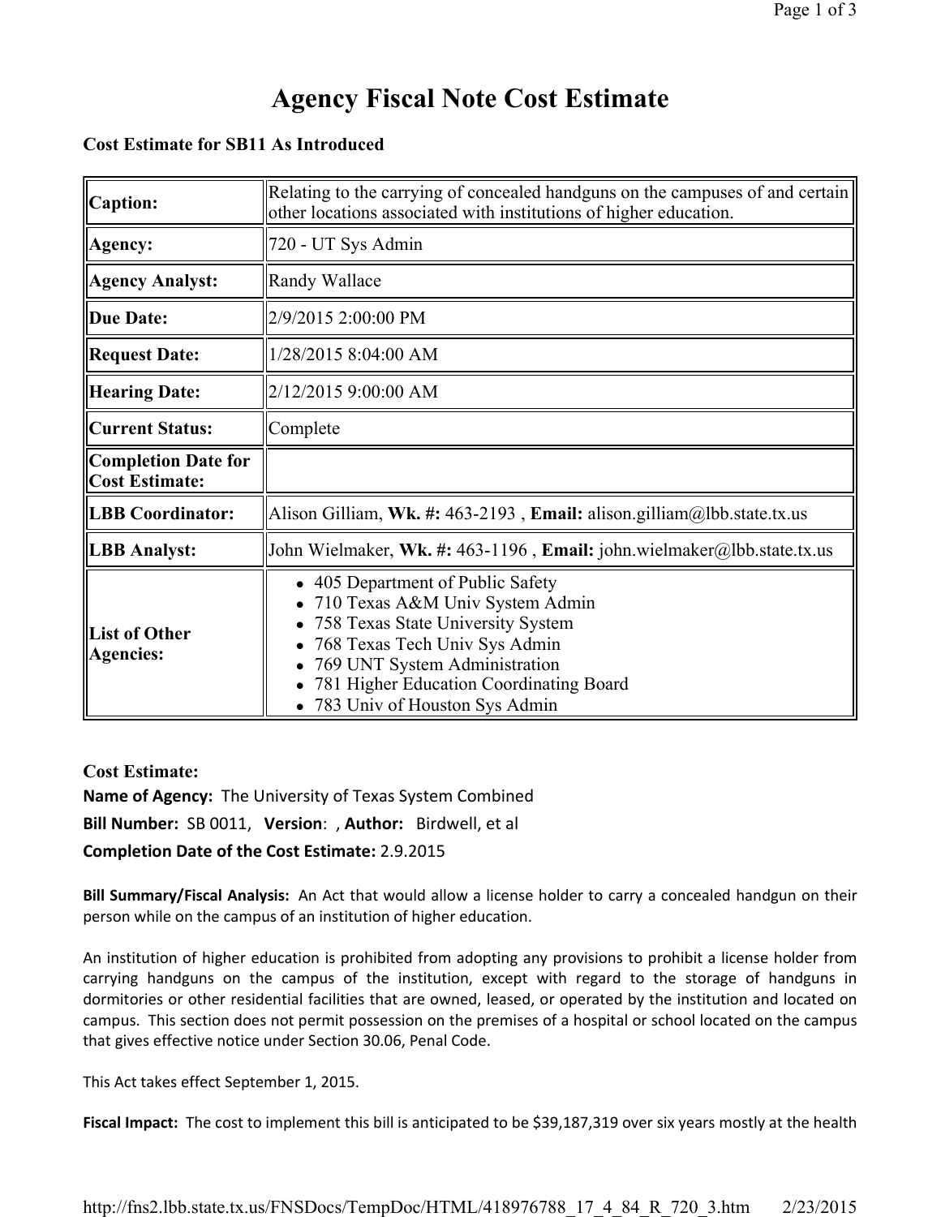# Agency Fiscal Note Cost Estimate

**Cost Estimate for SB11 As Introduced**

| | |
|---|---|
| **Caption:** | Relating to the carrying of concealed handguns on the campuses of and certain other locations associated with institutions of higher education. |
| **Agency:** | 720 - UT Sys Admin |
| **Agency Analyst:** | Randy Wallace |
| **Due Date:** | 2/9/2015 2:00:00 PM |
| **Request Date:** | 1/28/2015 8:04:00 AM |
| **Hearing Date:** | 2/12/2015 9:00:00 AM |
| **Current Status:** | Complete |
| **Completion Date for Cost Estimate:** | |
| **LBB Coordinator:** | Alison Gilliam, **Wk. #:** 463-2193 , **Email:** alison.gilliam@lbb.state.tx.us |
| **LBB Analyst:** | John Wielmaker, **Wk. #:** 463-1196 , **Email:** john.wielmaker@lbb.state.tx.us |
| **List of Other Agencies:** | • 405 Department of Public Safety<br>• 710 Texas A&M Univ System Admin<br>• 758 Texas State University System<br>• 768 Texas Tech Univ Sys Admin<br>• 769 UNT System Administration<br>• 781 Higher Education Coordinating Board<br>• 783 Univ of Houston Sys Admin |

**Cost Estimate:**

**Name of Agency:** The University of Texas System Combined

**Bill Number:** SB 0011, **Version**: , **Author:** Birdwell, et al

**Completion Date of the Cost Estimate:** 2.9.2015

**Bill Summary/Fiscal Analysis:** An Act that would allow a license holder to carry a concealed handgun on their person while on the campus of an institution of higher education.

An institution of higher education is prohibited from adopting any provisions to prohibit a license holder from carrying handguns on the campus of the institution, except with regard to the storage of handguns in dormitories or other residential facilities that are owned, leased, or operated by the institution and located on campus. This section does not permit possession on the premises of a hospital or school located on the campus that gives effective notice under Section 30.06, Penal Code.

This Act takes effect September 1, 2015.

**Fiscal Impact:** The cost to implement this bill is anticipated to be $39,187,319 over six years mostly at the health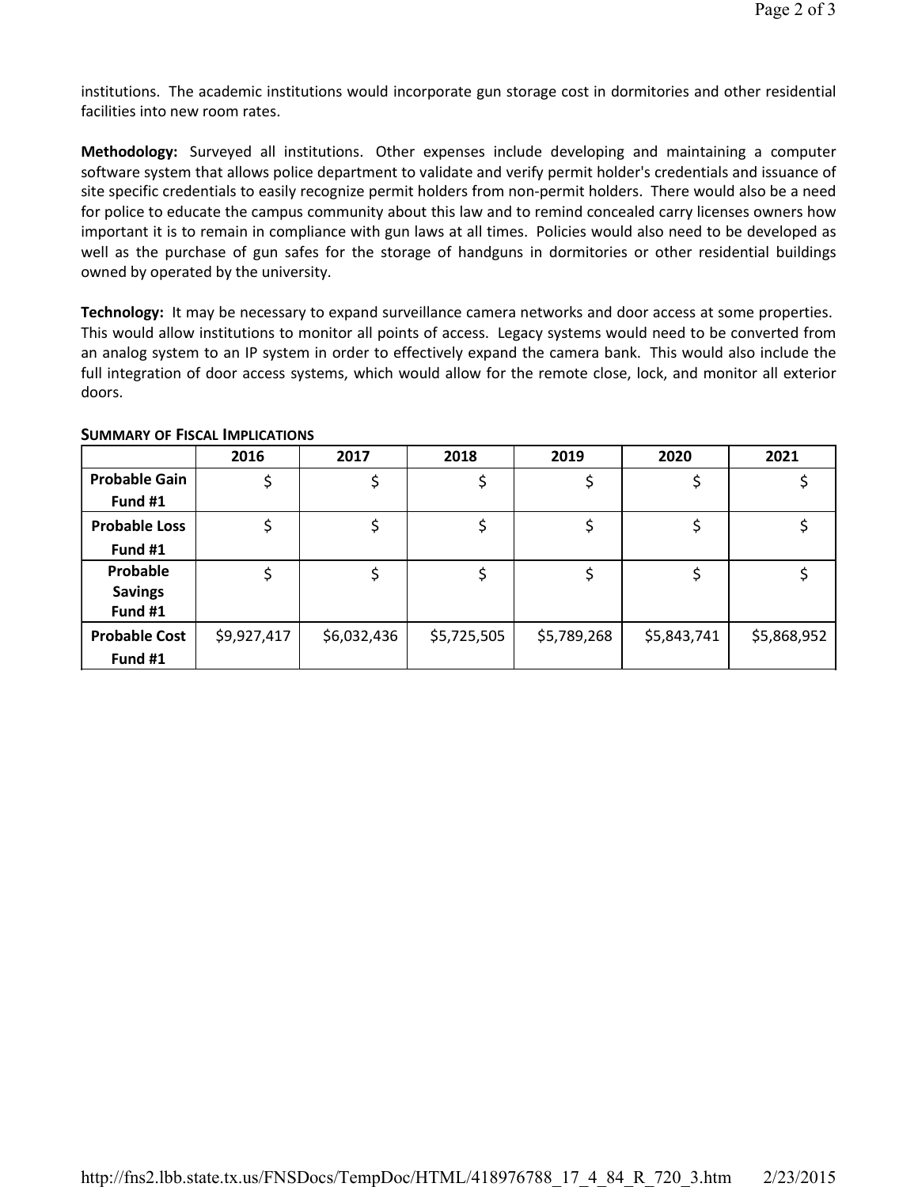institutions. The academic institutions would incorporate gun storage cost in dormitories and other residential facilities into new room rates.

**Methodology:** Surveyed all institutions. Other expenses include developing and maintaining a computer software system that allows police department to validate and verify permit holder's credentials and issuance of site specific credentials to easily recognize permit holders from non-permit holders. There would also be a need for police to educate the campus community about this law and to remind concealed carry licenses owners how important it is to remain in compliance with gun laws at all times. Policies would also need to be developed as well as the purchase of gun safes for the storage of handguns in dormitories or other residential buildings owned by operated by the university.

**Technology:** It may be necessary to expand surveillance camera networks and door access at some properties. This would allow institutions to monitor all points of access. Legacy systems would need to be converted from an analog system to an IP system in order to effectively expand the camera bank. This would also include the full integration of door access systems, which would allow for the remote close, lock, and monitor all exterior doors.

**SUMMARY OF FISCAL IMPLICATIONS**

| | 2016 | 2017 | 2018 | 2019 | 2020 | 2021 |
|---|---|---|---|---|---|---|
| **Probable Gain Fund #1** | $ | $ | $ | $ | $ | $ |
| **Probable Loss Fund #1** | $ | $ | $ | $ | $ | $ |
| **Probable Savings Fund #1** | $ | $ | $ | $ | $ | $ |
| **Probable Cost Fund #1** | $9,927,417 | $6,032,436 | $5,725,505 | $5,789,268 | $5,843,741 | $5,868,952 |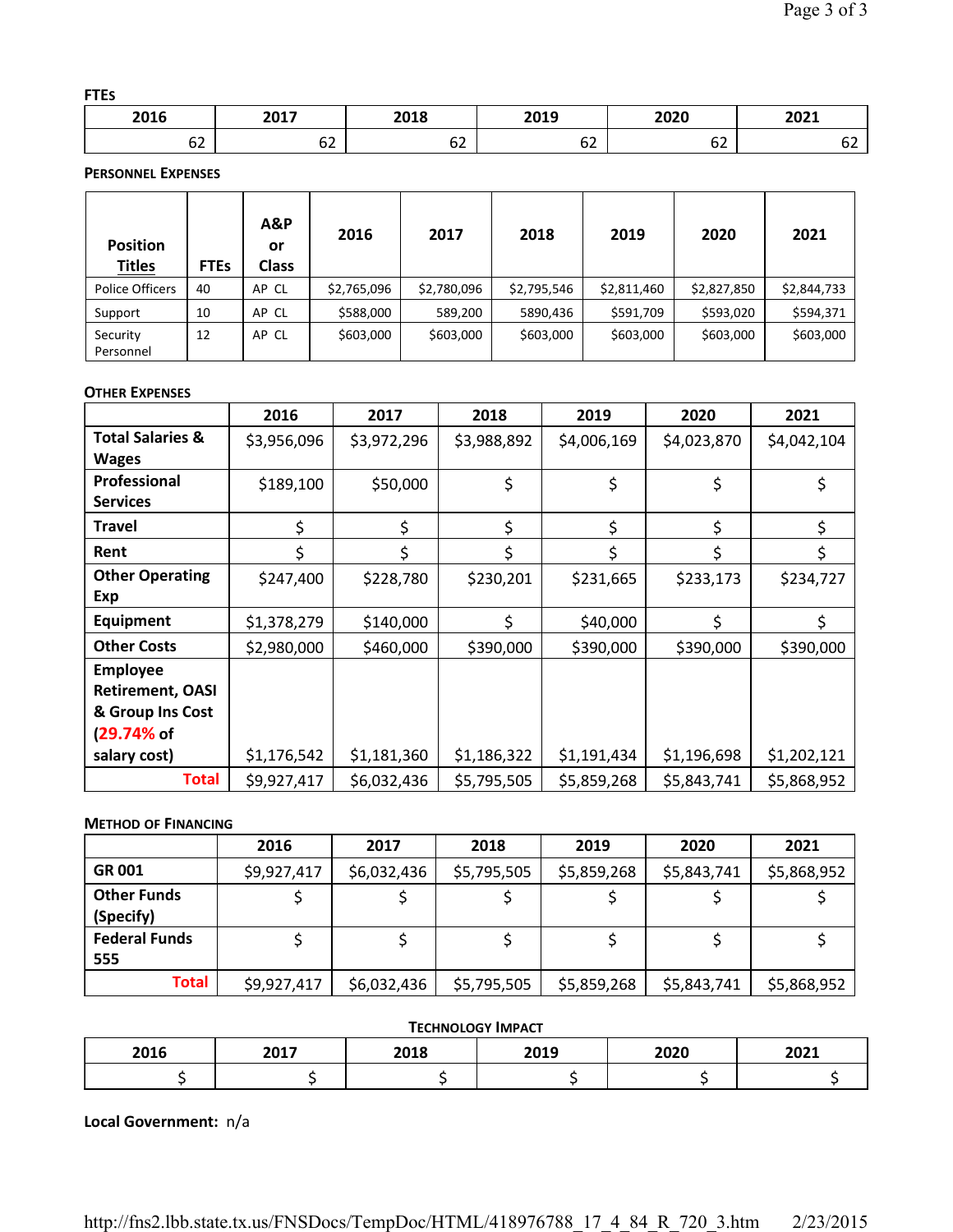**FTEs**

| 2016 | 2017 | 2018 | 2019 | 2020 | 2021 |
|---|---|---|---|---|---|
| 62 | 62 | 62 | 62 | 62 | 62 |

**Personnel Expenses**

| Position Titles | FTEs | A&P or Class | 2016 | 2017 | 2018 | 2019 | 2020 | 2021 |
|---|---|---|---|---|---|---|---|---|
| Police Officers | 40 | AP CL | $2,765,096 | $2,780,096 | $2,795,546 | $2,811,460 | $2,827,850 | $2,844,733 |
| Support | 10 | AP CL | $588,000 | 589,200 | 5890,436 | $591,709 | $593,020 | $594,371 |
| Security Personnel | 12 | AP CL | $603,000 | $603,000 | $603,000 | $603,000 | $603,000 | $603,000 |

**Other Expenses**

| | 2016 | 2017 | 2018 | 2019 | 2020 | 2021 |
|---|---|---|---|---|---|---|
| **Total Salaries & Wages** | $3,956,096 | $3,972,296 | $3,988,892 | $4,006,169 | $4,023,870 | $4,042,104 |
| **Professional Services** | $189,100 | $50,000 | $ | $ | $ | $ |
| **Travel** | $ | $ | $ | $ | $ | $ |
| **Rent** | $ | $ | $ | $ | $ | $ |
| **Other Operating Exp** | $247,400 | $228,780 | $230,201 | $231,665 | $233,173 | $234,727 |
| **Equipment** | $1,378,279 | $140,000 | $ | $40,000 | $ | $ |
| **Other Costs** | $2,980,000 | $460,000 | $390,000 | $390,000 | $390,000 | $390,000 |
| **Employee Retirement, OASI & Group Ins Cost (29.74% of salary cost)** | $1,176,542 | $1,181,360 | $1,186,322 | $1,191,434 | $1,196,698 | $1,202,121 |
| **Total** | $9,927,417 | $6,032,436 | $5,795,505 | $5,859,268 | $5,843,741 | $5,868,952 |

**Method of Financing**

| | 2016 | 2017 | 2018 | 2019 | 2020 | 2021 |
|---|---|---|---|---|---|---|
| **GR 001** | $9,927,417 | $6,032,436 | $5,795,505 | $5,859,268 | $5,843,741 | $5,868,952 |
| **Other Funds (Specify)** | $ | $ | $ | $ | $ | $ |
| **Federal Funds 555** | $ | $ | $ | $ | $ | $ |
| **Total** | $9,927,417 | $6,032,436 | $5,795,505 | $5,859,268 | $5,843,741 | $5,868,952 |

**Technology Impact**

| 2016 | 2017 | 2018 | 2019 | 2020 | 2021 |
|---|---|---|---|---|---|
| $ | $ | $ | $ | $ | $ |

**Local Government:** n/a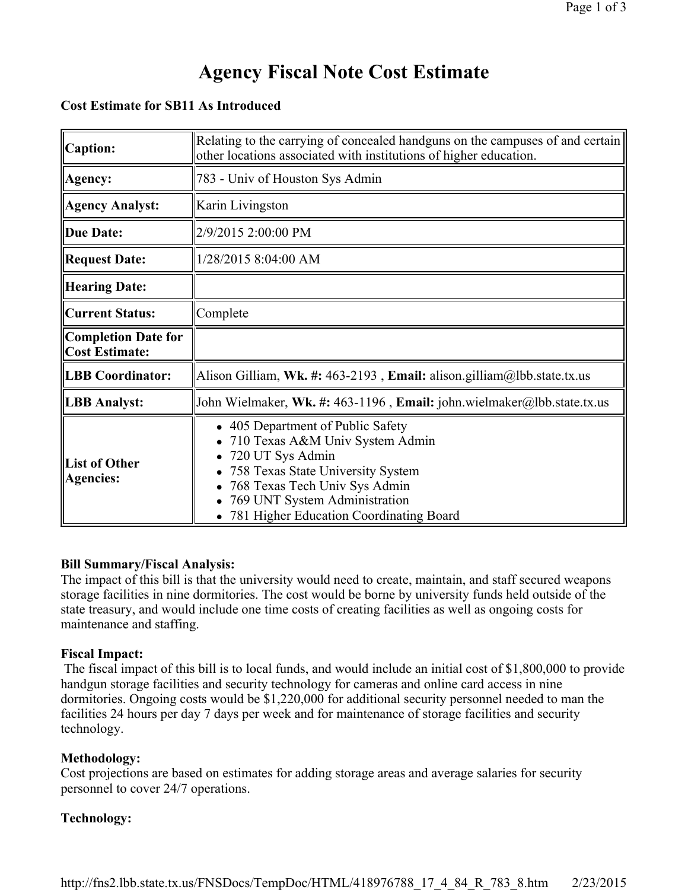// Agency Fiscal Note Cost Estimate

**Cost Estimate for SB11 As Introduced**

| | |
|---|---|
| **Caption:** | Relating to the carrying of concealed handguns on the campuses of and certain other locations associated with institutions of higher education. |
| **Agency:** | 783 - Univ of Houston Sys Admin |
| **Agency Analyst:** | Karin Livingston |
| **Due Date:** | 2/9/2015 2:00:00 PM |
| **Request Date:** | 1/28/2015 8:04:00 AM |
| **Hearing Date:** | |
| **Current Status:** | Complete |
| **Completion Date for Cost Estimate:** | |
| **LBB Coordinator:** | Alison Gilliam, **Wk. #:** 463-2193 , **Email:** alison.gilliam@lbb.state.tx.us |
| **LBB Analyst:** | John Wielmaker, **Wk. #:** 463-1196 , **Email:** john.wielmaker@lbb.state.tx.us |
| **List of Other Agencies:** | • 405 Department of Public Safety<br>• 710 Texas A&M Univ System Admin<br>• 720 UT Sys Admin<br>• 758 Texas State University System<br>• 768 Texas Tech Univ Sys Admin<br>• 769 UNT System Administration<br>• 781 Higher Education Coordinating Board |

**Bill Summary/Fiscal Analysis:**
The impact of this bill is that the university would need to create, maintain, and staff secured weapons storage facilities in nine dormitories. The cost would be borne by university funds held outside of the state treasury, and would include one time costs of creating facilities as well as ongoing costs for maintenance and staffing.

**Fiscal Impact:**
The fiscal impact of this bill is to local funds, and would include an initial cost of $1,800,000 to provide handgun storage facilities and security technology for cameras and online card access in nine dormitories. Ongoing costs would be $1,220,000 for additional security personnel needed to man the facilities 24 hours per day 7 days per week and for maintenance of storage facilities and security technology.

**Methodology:**
Cost projections are based on estimates for adding storage areas and average salaries for security personnel to cover 24/7 operations.

**Technology:**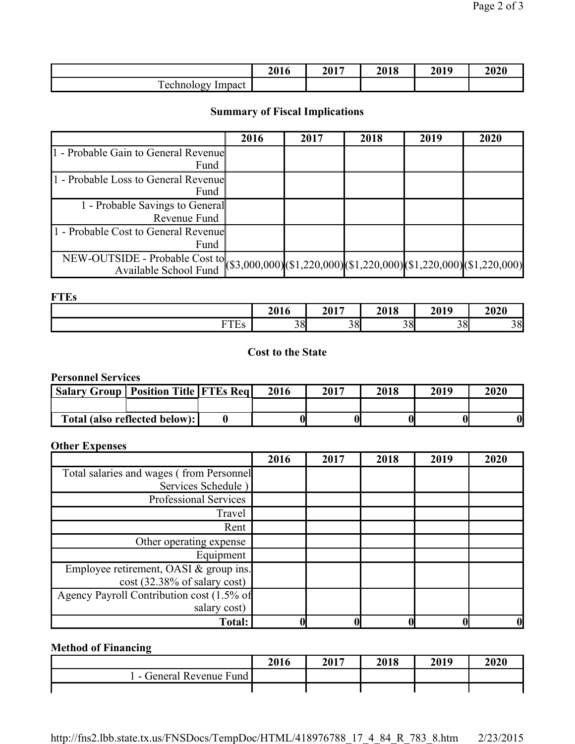| | 2016 | 2017 | 2018 | 2019 | 2020 |
| --- | --- | --- | --- | --- | --- |
| Technology Impact | | | | | |

## Summary of Fiscal Implications

| | 2016 | 2017 | 2018 | 2019 | 2020 |
| --- | --- | --- | --- | --- | --- |
| 1 - Probable Gain to General Revenue Fund | | | | | |
| 1 - Probable Loss to General Revenue Fund | | | | | |
| 1 - Probable Savings to General Revenue Fund | | | | | |
| 1 - Probable Cost to General Revenue Fund | | | | | |
| NEW-OUTSIDE - Probable Cost to Available School Fund | ($3,000,000) | ($1,220,000) | ($1,220,000) | ($1,220,000) | ($1,220,000) |

**FTEs**

| | 2016 | 2017 | 2018 | 2019 | 2020 |
| --- | --- | --- | --- | --- | --- |
| FTEs | 38 | 38 | 38 | 38 | 38 |

## Cost to the State

**Personnel Services**

| Salary Group | Position Title | FTEs Req | 2016 | 2017 | 2018 | 2019 | 2020 |
| --- | --- | --- | --- | --- | --- | --- | --- |
| | | | | | | | |
| Total (also reflected below): | | 0 | 0 | 0 | 0 | 0 | 0 |

**Other Expenses**

| | 2016 | 2017 | 2018 | 2019 | 2020 |
| --- | --- | --- | --- | --- | --- |
| Total salaries and wages ( from Personnel Services Schedule ) | | | | | |
| Professional Services | | | | | |
| Travel | | | | | |
| Rent | | | | | |
| Other operating expense | | | | | |
| Equipment | | | | | |
| Employee retirement, OASI & group ins. cost (32.38% of salary cost) | | | | | |
| Agency Payroll Contribution cost (1.5% of salary cost) | | | | | |
| **Total:** | **0** | **0** | **0** | **0** | **0** |

**Method of Financing**

| | 2016 | 2017 | 2018 | 2019 | 2020 |
| --- | --- | --- | --- | --- | --- |
| 1 - General Revenue Fund | | | | | |
| | | | | | |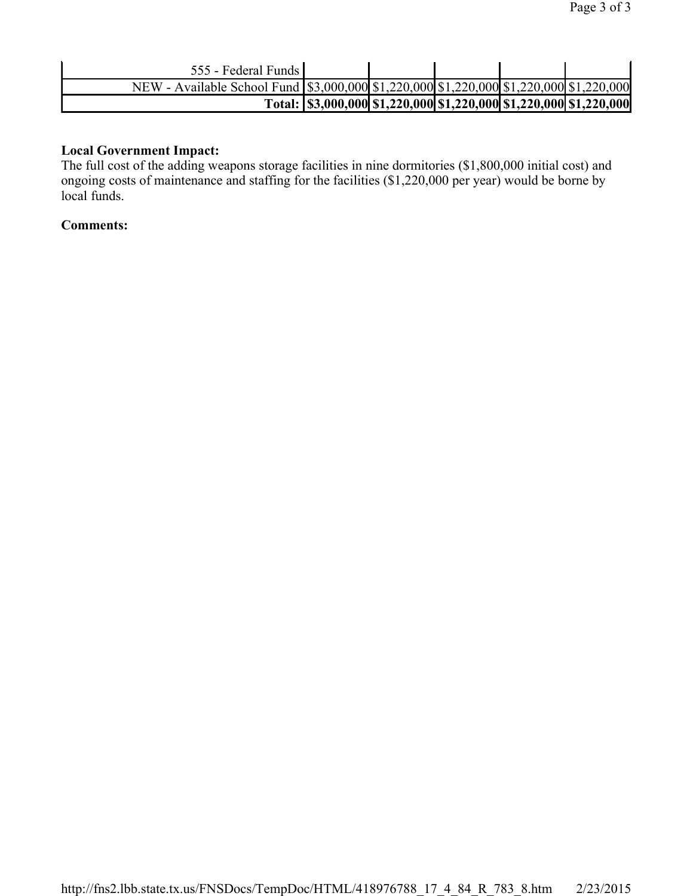| | | | | | |
|---|---|---|---|---|---|
| 555 - Federal Funds | | | | | |
| NEW - Available School Fund | $3,000,000 | $1,220,000 | $1,220,000 | $1,220,000 | $1,220,000 |
| **Total:** | **$3,000,000** | **$1,220,000** | **$1,220,000** | **$1,220,000** | **$1,220,000** |

**Local Government Impact:**
The full cost of the adding weapons storage facilities in nine dormitories ($1,800,000 initial cost) and ongoing costs of maintenance and staffing for the facilities ($1,220,000 per year) would be borne by local funds.

**Comments:**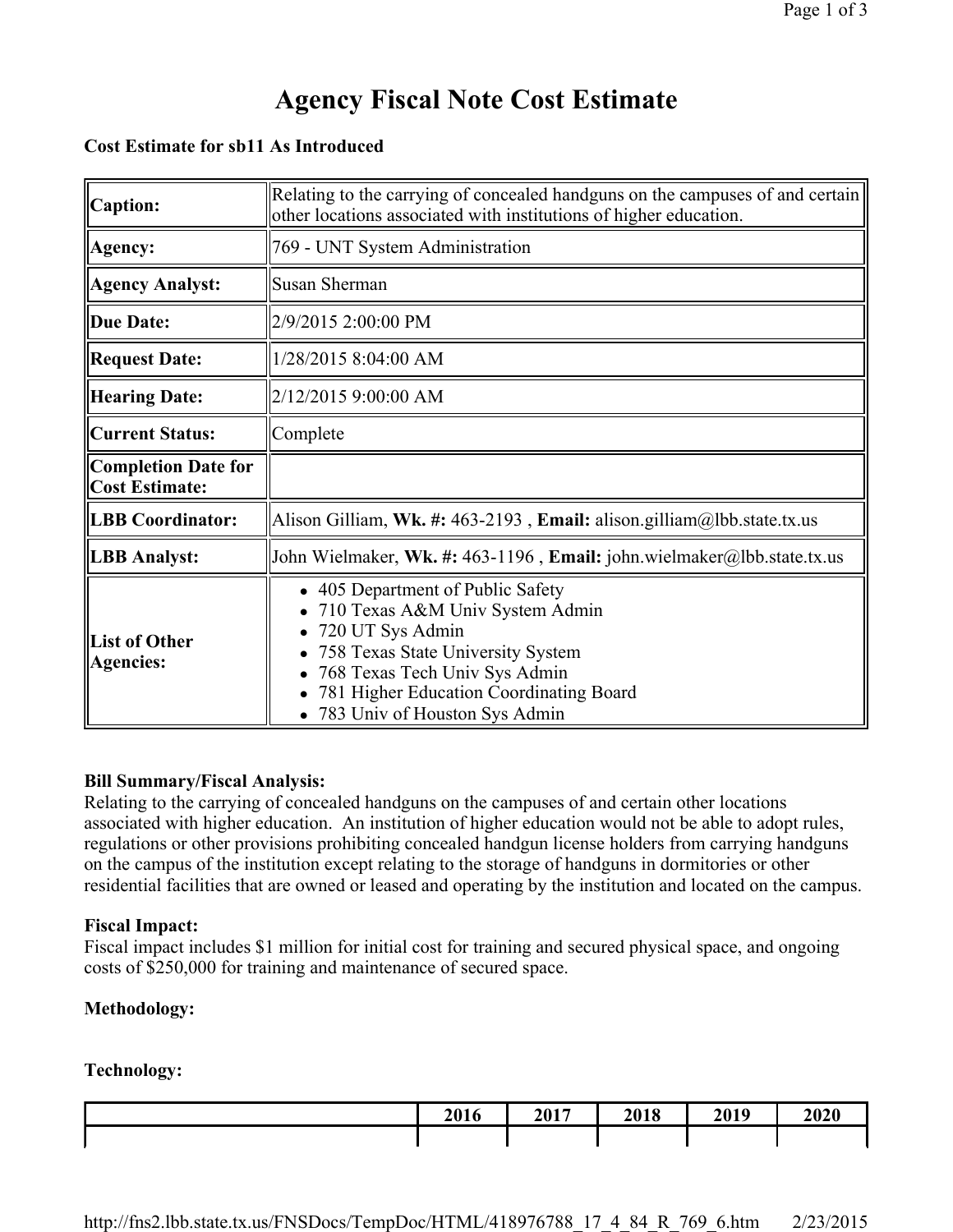# Agency Fiscal Note Cost Estimate

**Cost Estimate for sb11 As Introduced**

| | |
|---|---|
| **Caption:** | Relating to the carrying of concealed handguns on the campuses of and certain other locations associated with institutions of higher education. |
| **Agency:** | 769 - UNT System Administration |
| **Agency Analyst:** | Susan Sherman |
| **Due Date:** | 2/9/2015 2:00:00 PM |
| **Request Date:** | 1/28/2015 8:04:00 AM |
| **Hearing Date:** | 2/12/2015 9:00:00 AM |
| **Current Status:** | Complete |
| **Completion Date for Cost Estimate:** | |
| **LBB Coordinator:** | Alison Gilliam, **Wk. #:** 463-2193 , **Email:** alison.gilliam@lbb.state.tx.us |
| **LBB Analyst:** | John Wielmaker, **Wk. #:** 463-1196 , **Email:** john.wielmaker@lbb.state.tx.us |
| **List of Other Agencies:** | • 405 Department of Public Safety<br>• 710 Texas A&M Univ System Admin<br>• 720 UT Sys Admin<br>• 758 Texas State University System<br>• 768 Texas Tech Univ Sys Admin<br>• 781 Higher Education Coordinating Board<br>• 783 Univ of Houston Sys Admin |

**Bill Summary/Fiscal Analysis:**
Relating to the carrying of concealed handguns on the campuses of and certain other locations associated with higher education. An institution of higher education would not be able to adopt rules, regulations or other provisions prohibiting concealed handgun license holders from carrying handguns on the campus of the institution except relating to the storage of handguns in dormitories or other residential facilities that are owned or leased and operating by the institution and located on the campus.

**Fiscal Impact:**
Fiscal impact includes $1 million for initial cost for training and secured physical space, and ongoing costs of $250,000 for training and maintenance of secured space.

**Methodology:**

**Technology:**

| | 2016 | 2017 | 2018 | 2019 | 2020 |
|---|---|---|---|---|---|
| | | | | | |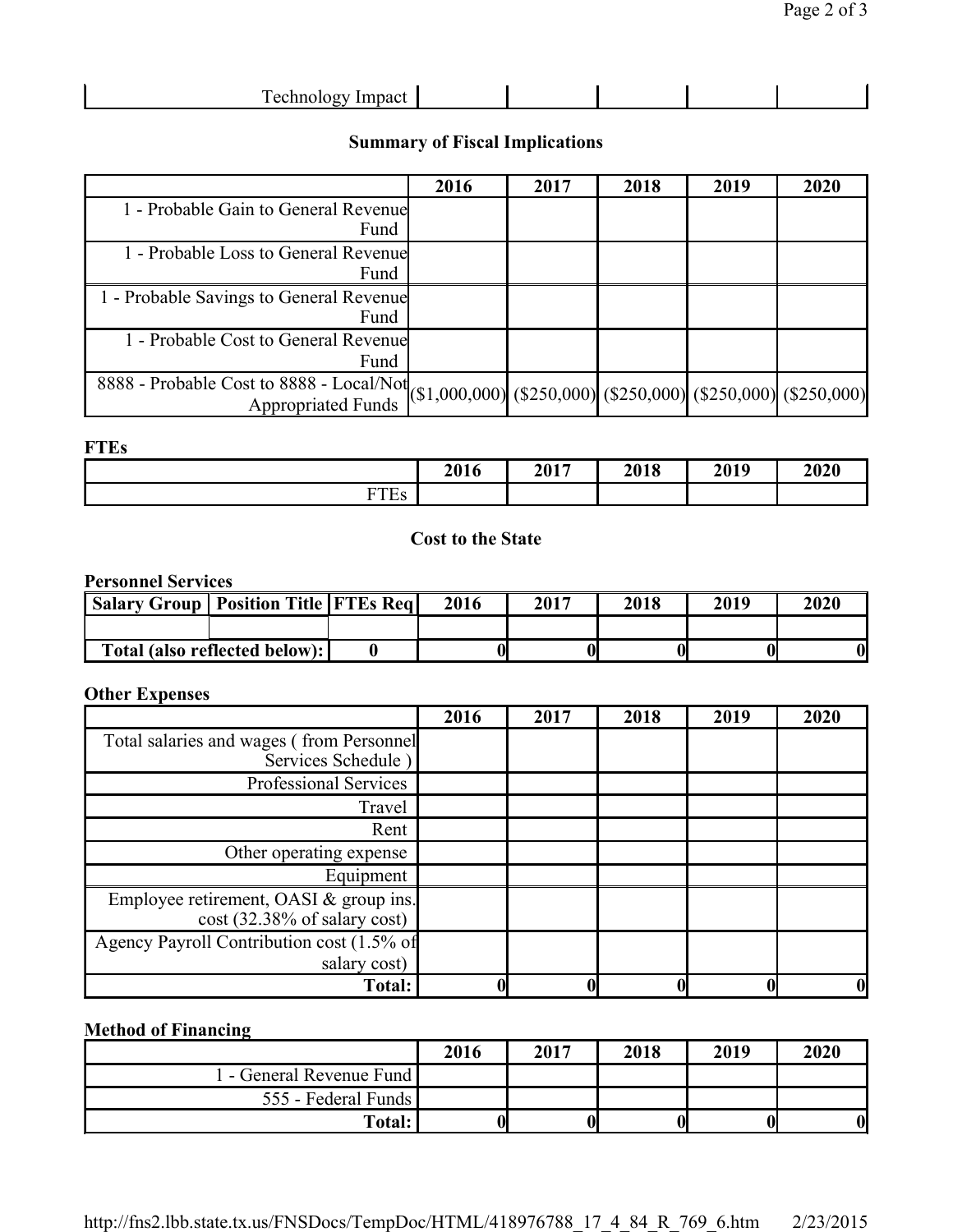| Technology Impact | | | | | |
|---|---|---|---|---|---|

## Summary of Fiscal Implications

| | 2016 | 2017 | 2018 | 2019 | 2020 |
|---|---|---|---|---|---|
| 1 - Probable Gain to General Revenue Fund | | | | | |
| 1 - Probable Loss to General Revenue Fund | | | | | |
| 1 - Probable Savings to General Revenue Fund | | | | | |
| 1 - Probable Cost to General Revenue Fund | | | | | |
| 8888 - Probable Cost to 8888 - Local/Not Appropriated Funds | ($1,000,000) | ($250,000) | ($250,000) | ($250,000) | ($250,000) |

**FTEs**

| | 2016 | 2017 | 2018 | 2019 | 2020 |
|---|---|---|---|---|---|
| FTEs | | | | | |

## Cost to the State

**Personnel Services**

| Salary Group | Position Title | FTEs Req | 2016 | 2017 | 2018 | 2019 | 2020 |
|---|---|---|---|---|---|---|---|
| | | | | | | | |
| **Total (also reflected below):** | | **0** | **0** | **0** | **0** | **0** | **0** |

**Other Expenses**

| | 2016 | 2017 | 2018 | 2019 | 2020 |
|---|---|---|---|---|---|
| Total salaries and wages ( from Personnel Services Schedule ) | | | | | |
| Professional Services | | | | | |
| Travel | | | | | |
| Rent | | | | | |
| Other operating expense | | | | | |
| Equipment | | | | | |
| Employee retirement, OASI & group ins. cost (32.38% of salary cost) | | | | | |
| Agency Payroll Contribution cost (1.5% of salary cost) | | | | | |
| **Total:** | **0** | **0** | **0** | **0** | **0** |

**Method of Financing**

| | 2016 | 2017 | 2018 | 2019 | 2020 |
|---|---|---|---|---|---|
| 1 - General Revenue Fund | | | | | |
| 555 - Federal Funds | | | | | |
| **Total:** | **0** | **0** | **0** | **0** | **0** |

http://fns2.lbb.state.tx.us/FNSDocs/TempDoc/HTML/418976788_17_4_84_R_769_6.htm 2/23/2015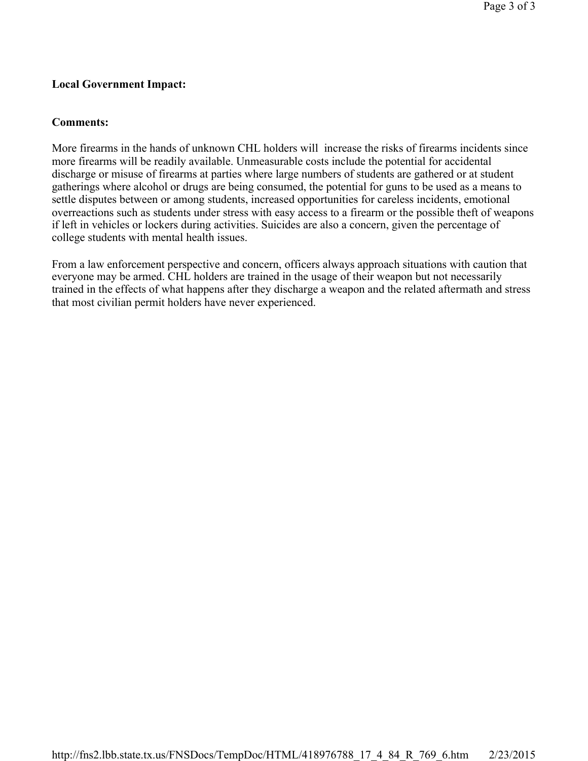**Local Government Impact:**

**Comments:**

More firearms in the hands of unknown CHL holders will increase the risks of firearms incidents since more firearms will be readily available. Unmeasurable costs include the potential for accidental discharge or misuse of firearms at parties where large numbers of students are gathered or at student gatherings where alcohol or drugs are being consumed, the potential for guns to be used as a means to settle disputes between or among students, increased opportunities for careless incidents, emotional overreactions such as students under stress with easy access to a firearm or the possible theft of weapons if left in vehicles or lockers during activities. Suicides are also a concern, given the percentage of college students with mental health issues.

From a law enforcement perspective and concern, officers always approach situations with caution that everyone may be armed. CHL holders are trained in the usage of their weapon but not necessarily trained in the effects of what happens after they discharge a weapon and the related aftermath and stress that most civilian permit holders have never experienced.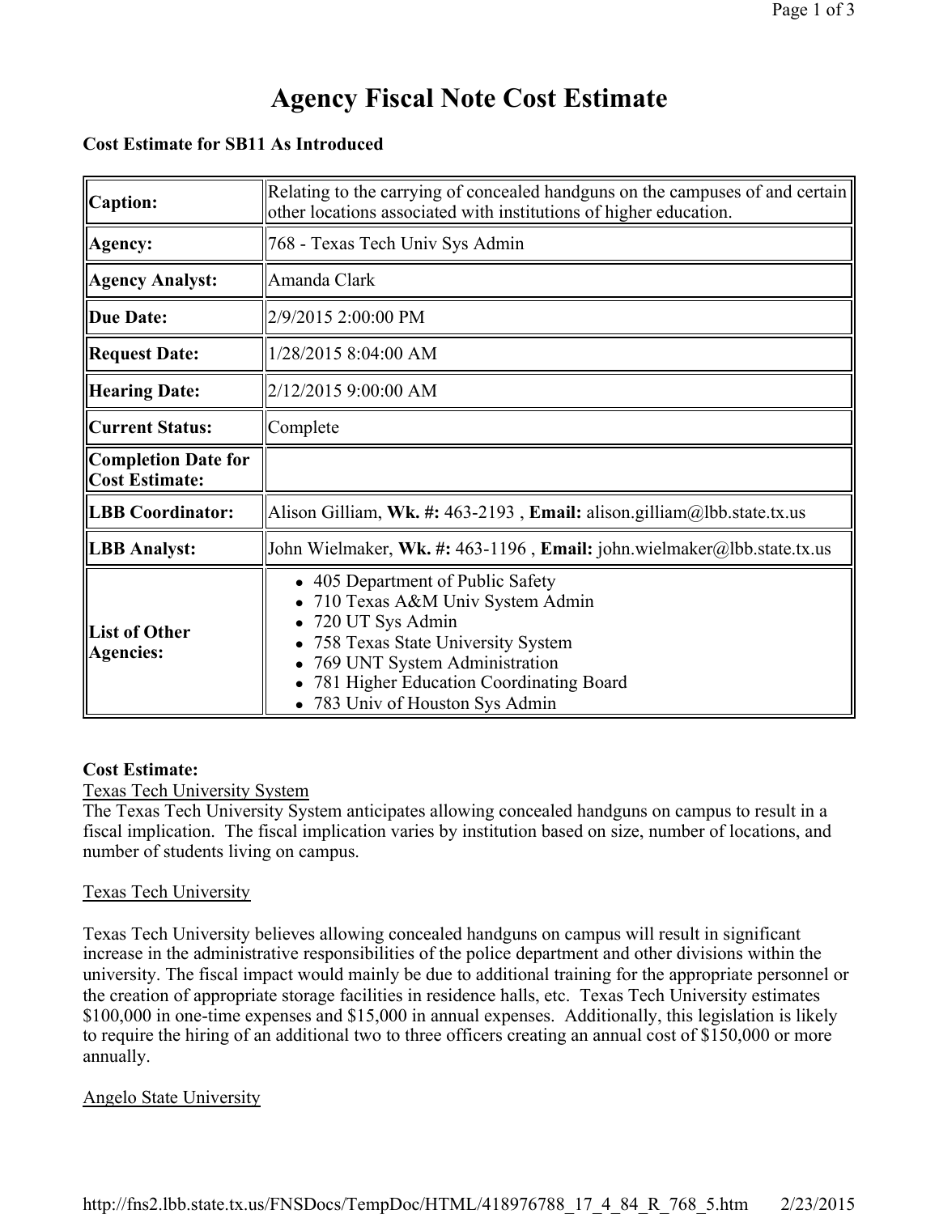# Agency Fiscal Note Cost Estimate

**Cost Estimate for SB11 As Introduced**

| | |
|---|---|
| **Caption:** | Relating to the carrying of concealed handguns on the campuses of and certain other locations associated with institutions of higher education. |
| **Agency:** | 768 - Texas Tech Univ Sys Admin |
| **Agency Analyst:** | Amanda Clark |
| **Due Date:** | 2/9/2015 2:00:00 PM |
| **Request Date:** | 1/28/2015 8:04:00 AM |
| **Hearing Date:** | 2/12/2015 9:00:00 AM |
| **Current Status:** | Complete |
| **Completion Date for Cost Estimate:** | |
| **LBB Coordinator:** | Alison Gilliam, **Wk. #:** 463-2193 , **Email:** alison.gilliam@lbb.state.tx.us |
| **LBB Analyst:** | John Wielmaker, **Wk. #:** 463-1196 , **Email:** john.wielmaker@lbb.state.tx.us |
| **List of Other Agencies:** | • 405 Department of Public Safety<br>• 710 Texas A&M Univ System Admin<br>• 720 UT Sys Admin<br>• 758 Texas State University System<br>• 769 UNT System Administration<br>• 781 Higher Education Coordinating Board<br>• 783 Univ of Houston Sys Admin |

**Cost Estimate:**

Texas Tech University System

The Texas Tech University System anticipates allowing concealed handguns on campus to result in a fiscal implication. The fiscal implication varies by institution based on size, number of locations, and number of students living on campus.

Texas Tech University

Texas Tech University believes allowing concealed handguns on campus will result in significant increase in the administrative responsibilities of the police department and other divisions within the university. The fiscal impact would mainly be due to additional training for the appropriate personnel or the creation of appropriate storage facilities in residence halls, etc. Texas Tech University estimates $100,000 in one-time expenses and $15,000 in annual expenses. Additionally, this legislation is likely to require the hiring of an additional two to three officers creating an annual cost of $150,000 or more annually.

Angelo State University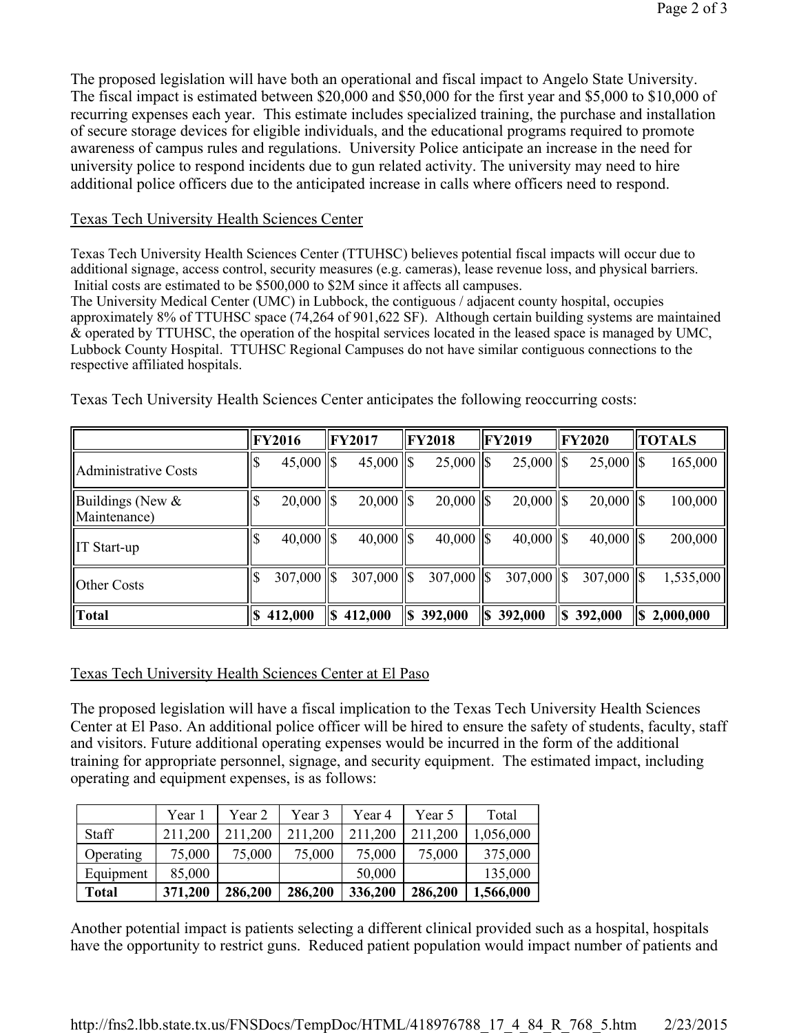The proposed legislation will have both an operational and fiscal impact to Angelo State University. The fiscal impact is estimated between $20,000 and $50,000 for the first year and $5,000 to $10,000 of recurring expenses each year. This estimate includes specialized training, the purchase and installation of secure storage devices for eligible individuals, and the educational programs required to promote awareness of campus rules and regulations. University Police anticipate an increase in the need for university police to respond incidents due to gun related activity. The university may need to hire additional police officers due to the anticipated increase in calls where officers need to respond.

Texas Tech University Health Sciences Center

Texas Tech University Health Sciences Center (TTUHSC) believes potential fiscal impacts will occur due to additional signage, access control, security measures (e.g. cameras), lease revenue loss, and physical barriers. Initial costs are estimated to be $500,000 to $2M since it affects all campuses.
The University Medical Center (UMC) in Lubbock, the contiguous / adjacent county hospital, occupies approximately 8% of TTUHSC space (74,264 of 901,622 SF). Although certain building systems are maintained & operated by TTUHSC, the operation of the hospital services located in the leased space is managed by UMC, Lubbock County Hospital. TTUHSC Regional Campuses do not have similar contiguous connections to the respective affiliated hospitals.

Texas Tech University Health Sciences Center anticipates the following reoccurring costs:

| | FY2016 | FY2017 | FY2018 | FY2019 | FY2020 | TOTALS |
|---|---|---|---|---|---|---|
| Administrative Costs | $ 45,000 | $ 45,000 | $ 25,000 | $ 25,000 | $ 25,000 | $ 165,000 |
| Buildings (New & Maintenance) | $ 20,000 | $ 20,000 | $ 20,000 | $ 20,000 | $ 20,000 | $ 100,000 |
| IT Start-up | $ 40,000 | $ 40,000 | $ 40,000 | $ 40,000 | $ 40,000 | $ 200,000 |
| Other Costs | $ 307,000 | $ 307,000 | $ 307,000 | $ 307,000 | $ 307,000 | $ 1,535,000 |
| **Total** | **$ 412,000** | **$ 412,000** | **$ 392,000** | **$ 392,000** | **$ 392,000** | **$ 2,000,000** |

Texas Tech University Health Sciences Center at El Paso

The proposed legislation will have a fiscal implication to the Texas Tech University Health Sciences Center at El Paso. An additional police officer will be hired to ensure the safety of students, faculty, staff and visitors. Future additional operating expenses would be incurred in the form of the additional training for appropriate personnel, signage, and security equipment. The estimated impact, including operating and equipment expenses, is as follows:

| | Year 1 | Year 2 | Year 3 | Year 4 | Year 5 | Total |
|---|---|---|---|---|---|---|
| Staff | 211,200 | 211,200 | 211,200 | 211,200 | 211,200 | 1,056,000 |
| Operating | 75,000 | 75,000 | 75,000 | 75,000 | 75,000 | 375,000 |
| Equipment | 85,000 | | | 50,000 | | 135,000 |
| **Total** | **371,200** | **286,200** | **286,200** | **336,200** | **286,200** | **1,566,000** |

Another potential impact is patients selecting a different clinical provided such as a hospital, hospitals have the opportunity to restrict guns. Reduced patient population would impact number of patients and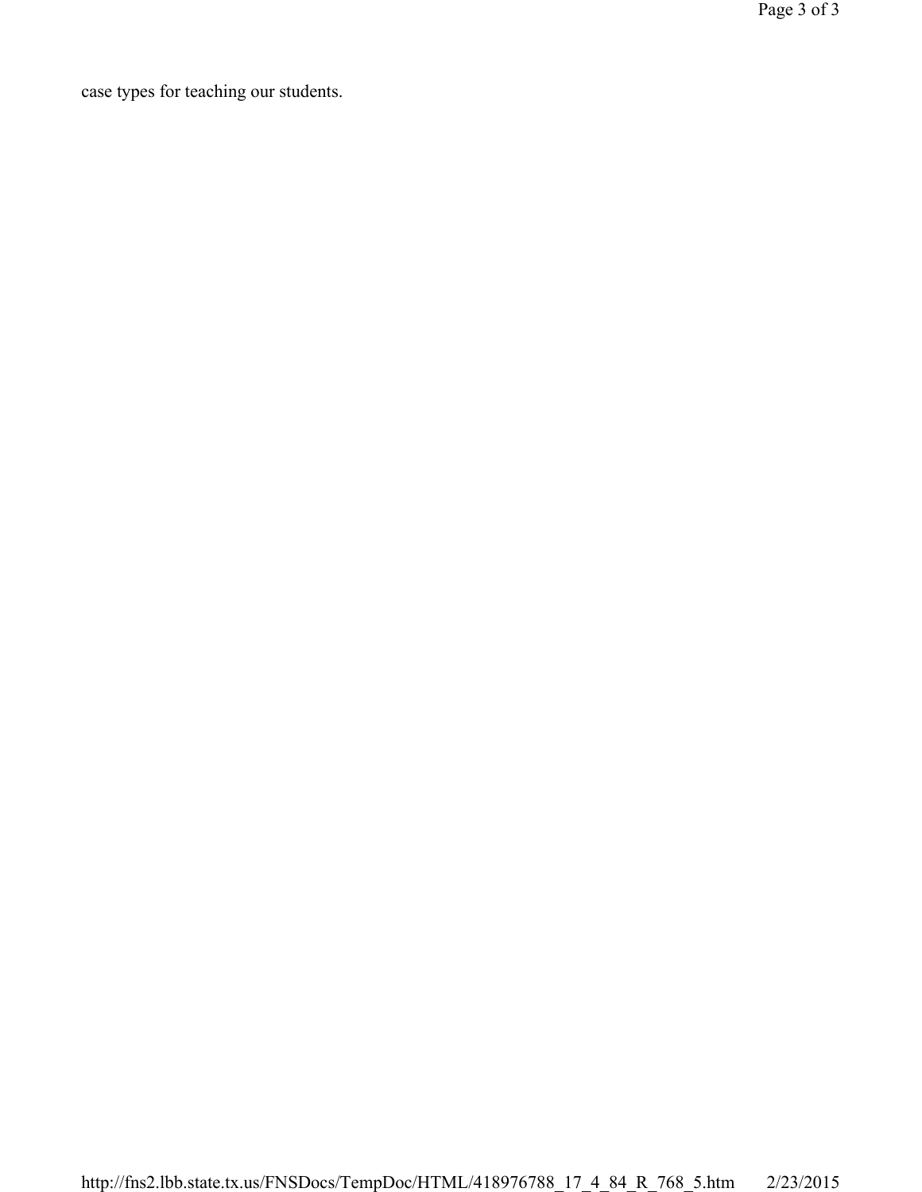case types for teaching our students.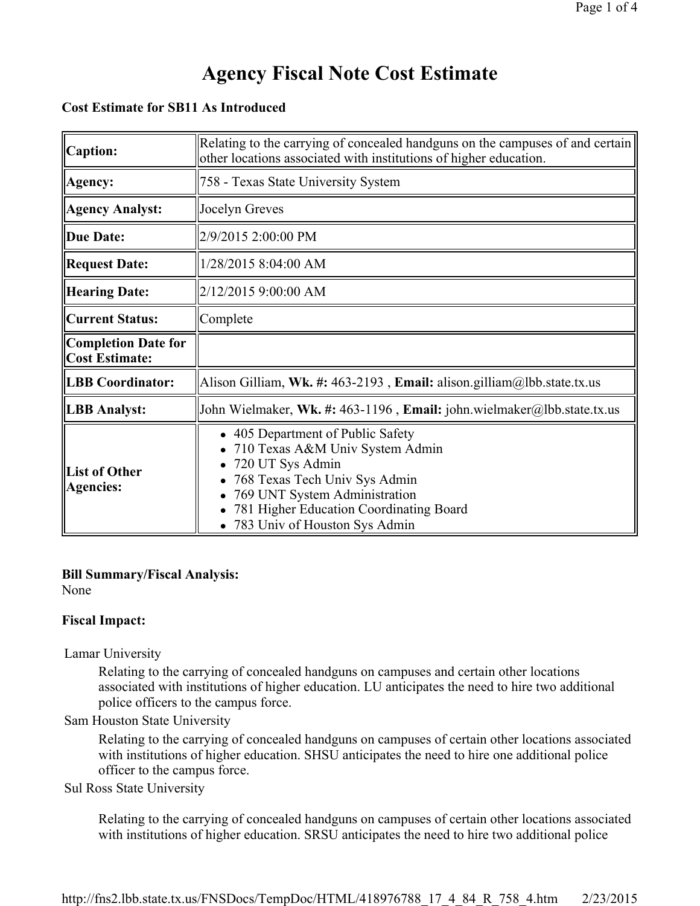# Agency Fiscal Note Cost Estimate

**Cost Estimate for SB11 As Introduced**

| | |
|---|---|
| **Caption:** | Relating to the carrying of concealed handguns on the campuses of and certain other locations associated with institutions of higher education. |
| **Agency:** | 758 - Texas State University System |
| **Agency Analyst:** | Jocelyn Greves |
| **Due Date:** | 2/9/2015 2:00:00 PM |
| **Request Date:** | 1/28/2015 8:04:00 AM |
| **Hearing Date:** | 2/12/2015 9:00:00 AM |
| **Current Status:** | Complete |
| **Completion Date for Cost Estimate:** | |
| **LBB Coordinator:** | Alison Gilliam, **Wk. #:** 463-2193 , **Email:** alison.gilliam@lbb.state.tx.us |
| **LBB Analyst:** | John Wielmaker, **Wk. #:** 463-1196 , **Email:** john.wielmaker@lbb.state.tx.us |
| **List of Other Agencies:** | • 405 Department of Public Safety<br>• 710 Texas A&M Univ System Admin<br>• 720 UT Sys Admin<br>• 768 Texas Tech Univ Sys Admin<br>• 769 UNT System Administration<br>• 781 Higher Education Coordinating Board<br>• 783 Univ of Houston Sys Admin |

**Bill Summary/Fiscal Analysis:**
None

**Fiscal Impact:**

Lamar University

Relating to the carrying of concealed handguns on campuses and certain other locations associated with institutions of higher education. LU anticipates the need to hire two additional police officers to the campus force.

Sam Houston State University

Relating to the carrying of concealed handguns on campuses of certain other locations associated with institutions of higher education. SHSU anticipates the need to hire one additional police officer to the campus force.

Sul Ross State University

Relating to the carrying of concealed handguns on campuses of certain other locations associated with institutions of higher education. SRSU anticipates the need to hire two additional police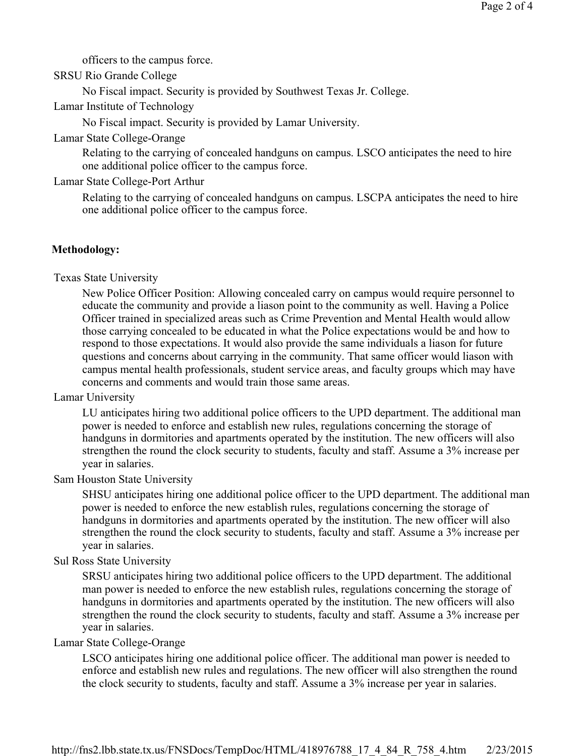officers to the campus force.

SRSU Rio Grande College

No Fiscal impact. Security is provided by Southwest Texas Jr. College.

Lamar Institute of Technology

No Fiscal impact. Security is provided by Lamar University.

Lamar State College-Orange

Relating to the carrying of concealed handguns on campus. LSCO anticipates the need to hire one additional police officer to the campus force.

Lamar State College-Port Arthur

Relating to the carrying of concealed handguns on campus. LSCPA anticipates the need to hire one additional police officer to the campus force.

**Methodology:**

Texas State University

New Police Officer Position: Allowing concealed carry on campus would require personnel to educate the community and provide a liason point to the community as well. Having a Police Officer trained in specialized areas such as Crime Prevention and Mental Health would allow those carrying concealed to be educated in what the Police expectations would be and how to respond to those expectations. It would also provide the same individuals a liason for future questions and concerns about carrying in the community. That same officer would liason with campus mental health professionals, student service areas, and faculty groups which may have concerns and comments and would train those same areas.

Lamar University

LU anticipates hiring two additional police officers to the UPD department. The additional man power is needed to enforce and establish new rules, regulations concerning the storage of handguns in dormitories and apartments operated by the institution. The new officers will also strengthen the round the clock security to students, faculty and staff. Assume a 3% increase per year in salaries.

Sam Houston State University

SHSU anticipates hiring one additional police officer to the UPD department. The additional man power is needed to enforce the new establish rules, regulations concerning the storage of handguns in dormitories and apartments operated by the institution. The new officer will also strengthen the round the clock security to students, faculty and staff. Assume a 3% increase per year in salaries.

Sul Ross State University

SRSU anticipates hiring two additional police officers to the UPD department. The additional man power is needed to enforce the new establish rules, regulations concerning the storage of handguns in dormitories and apartments operated by the institution. The new officers will also strengthen the round the clock security to students, faculty and staff. Assume a 3% increase per year in salaries.

Lamar State College-Orange

LSCO anticipates hiring one additional police officer. The additional man power is needed to enforce and establish new rules and regulations. The new officer will also strengthen the round the clock security to students, faculty and staff. Assume a 3% increase per year in salaries.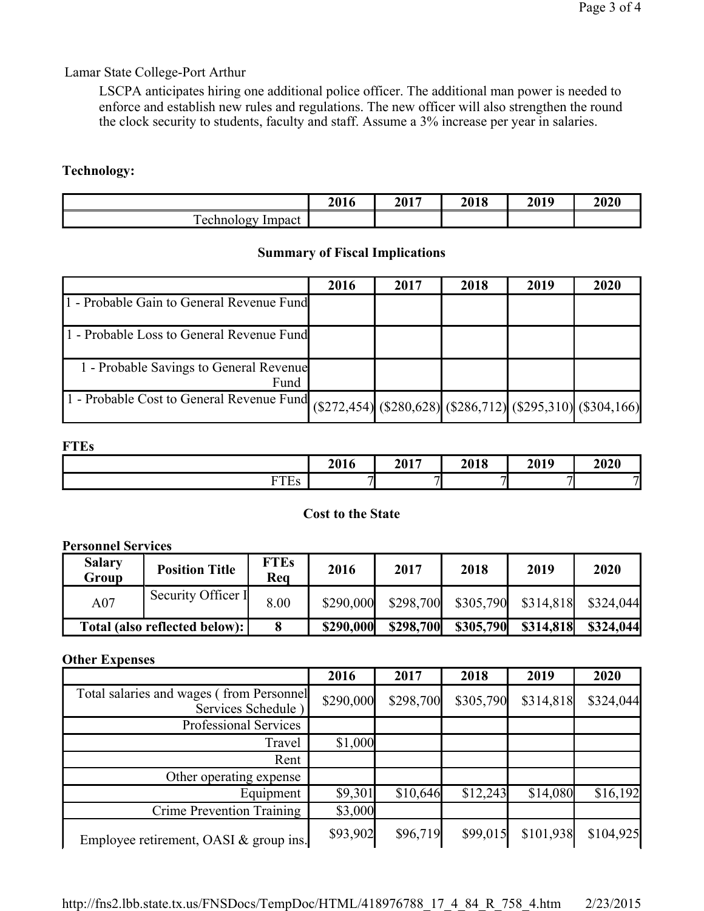Lamar State College-Port Arthur

LSCPA anticipates hiring one additional police officer. The additional man power is needed to enforce and establish new rules and regulations. The new officer will also strengthen the round the clock security to students, faculty and staff. Assume a 3% increase per year in salaries.

**Technology:**

| | 2016 | 2017 | 2018 | 2019 | 2020 |
|---|---|---|---|---|---|
| Technology Impact | | | | | |

**Summary of Fiscal Implications**

| | 2016 | 2017 | 2018 | 2019 | 2020 |
|---|---|---|---|---|---|
| 1 - Probable Gain to General Revenue Fund | | | | | |
| 1 - Probable Loss to General Revenue Fund | | | | | |
| 1 - Probable Savings to General Revenue Fund | | | | | |
| 1 - Probable Cost to General Revenue Fund | ($272,454) | ($280,628) | ($286,712) | ($295,310) | ($304,166) |

**FTEs**

| | 2016 | 2017 | 2018 | 2019 | 2020 |
|---|---|---|---|---|---|
| FTEs | 7 | 7 | 7 | 7 | 7 |

**Cost to the State**

**Personnel Services**

| Salary Group | Position Title | FTEs Req | 2016 | 2017 | 2018 | 2019 | 2020 |
|---|---|---|---|---|---|---|---|
| A07 | Security Officer I | 8.00 | $290,000 | $298,700 | $305,790 | $314,818 | $324,044 |
| **Total (also reflected below):** | | **8** | **$290,000** | **$298,700** | **$305,790** | **$314,818** | **$324,044** |

**Other Expenses**

| | 2016 | 2017 | 2018 | 2019 | 2020 |
|---|---|---|---|---|---|
| Total salaries and wages ( from Personnel Services Schedule ) | $290,000 | $298,700 | $305,790 | $314,818 | $324,044 |
| Professional Services | | | | | |
| Travel | $1,000 | | | | |
| Rent | | | | | |
| Other operating expense | | | | | |
| Equipment | $9,301 | $10,646 | $12,243 | $14,080 | $16,192 |
| Crime Prevention Training | $3,000 | | | | |
| Employee retirement, OASI & group ins. | $93,902 | $96,719 | $99,015 | $101,938 | $104,925 |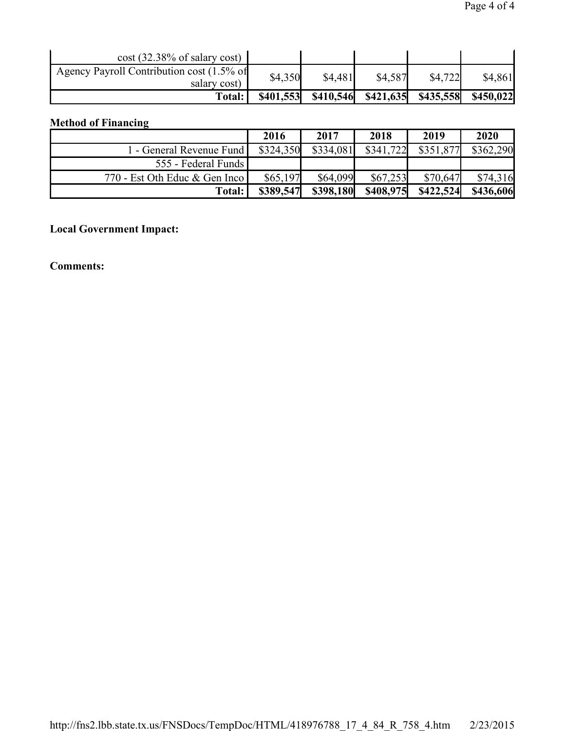| cost (32.38% of salary cost) | | | | | |
|---|---|---|---|---|---|
| Agency Payroll Contribution cost (1.5% of salary cost) | $4,350 | $4,481 | $4,587 | $4,722 | $4,861 |
| **Total:** | **$401,553** | **$410,546** | **$421,635** | **$435,558** | **$450,022** |

**Method of Financing**

| | 2016 | 2017 | 2018 | 2019 | 2020 |
|---|---|---|---|---|---|
| 1 - General Revenue Fund | $324,350 | $334,081 | $341,722 | $351,877 | $362,290 |
| 555 - Federal Funds | | | | | |
| 770 - Est Oth Educ & Gen Inco | $65,197 | $64,099 | $67,253 | $70,647 | $74,316 |
| **Total:** | **$389,547** | **$398,180** | **$408,975** | **$422,524** | **$436,606** |

**Local Government Impact:**

**Comments:**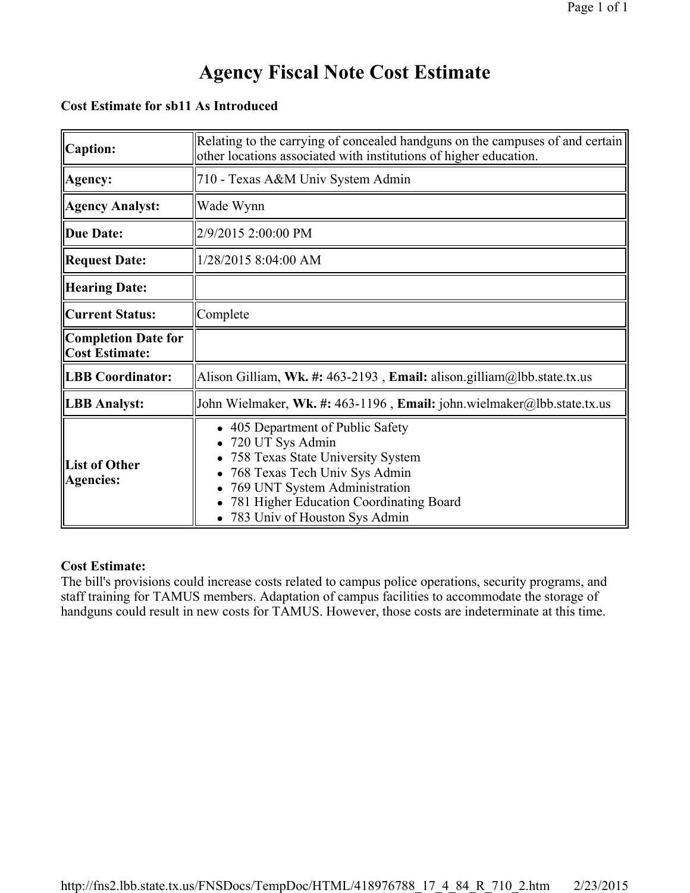# Agency Fiscal Note Cost Estimate

**Cost Estimate for sb11 As Introduced**

| | |
|---|---|
| **Caption:** | Relating to the carrying of concealed handguns on the campuses of and certain other locations associated with institutions of higher education. |
| **Agency:** | 710 - Texas A&M Univ System Admin |
| **Agency Analyst:** | Wade Wynn |
| **Due Date:** | 2/9/2015 2:00:00 PM |
| **Request Date:** | 1/28/2015 8:04:00 AM |
| **Hearing Date:** | |
| **Current Status:** | Complete |
| **Completion Date for Cost Estimate:** | |
| **LBB Coordinator:** | Alison Gilliam, **Wk. #:** 463-2193 , **Email:** alison.gilliam@lbb.state.tx.us |
| **LBB Analyst:** | John Wielmaker, **Wk. #:** 463-1196 , **Email:** john.wielmaker@lbb.state.tx.us |
| **List of Other Agencies:** | • 405 Department of Public Safety<br>• 720 UT Sys Admin<br>• 758 Texas State University System<br>• 768 Texas Tech Univ Sys Admin<br>• 769 UNT System Administration<br>• 781 Higher Education Coordinating Board<br>• 783 Univ of Houston Sys Admin |

**Cost Estimate:**
The bill's provisions could increase costs related to campus police operations, security programs, and staff training for TAMUS members. Adaptation of campus facilities to accommodate the storage of handguns could result in new costs for TAMUS. However, those costs are indeterminate at this time.